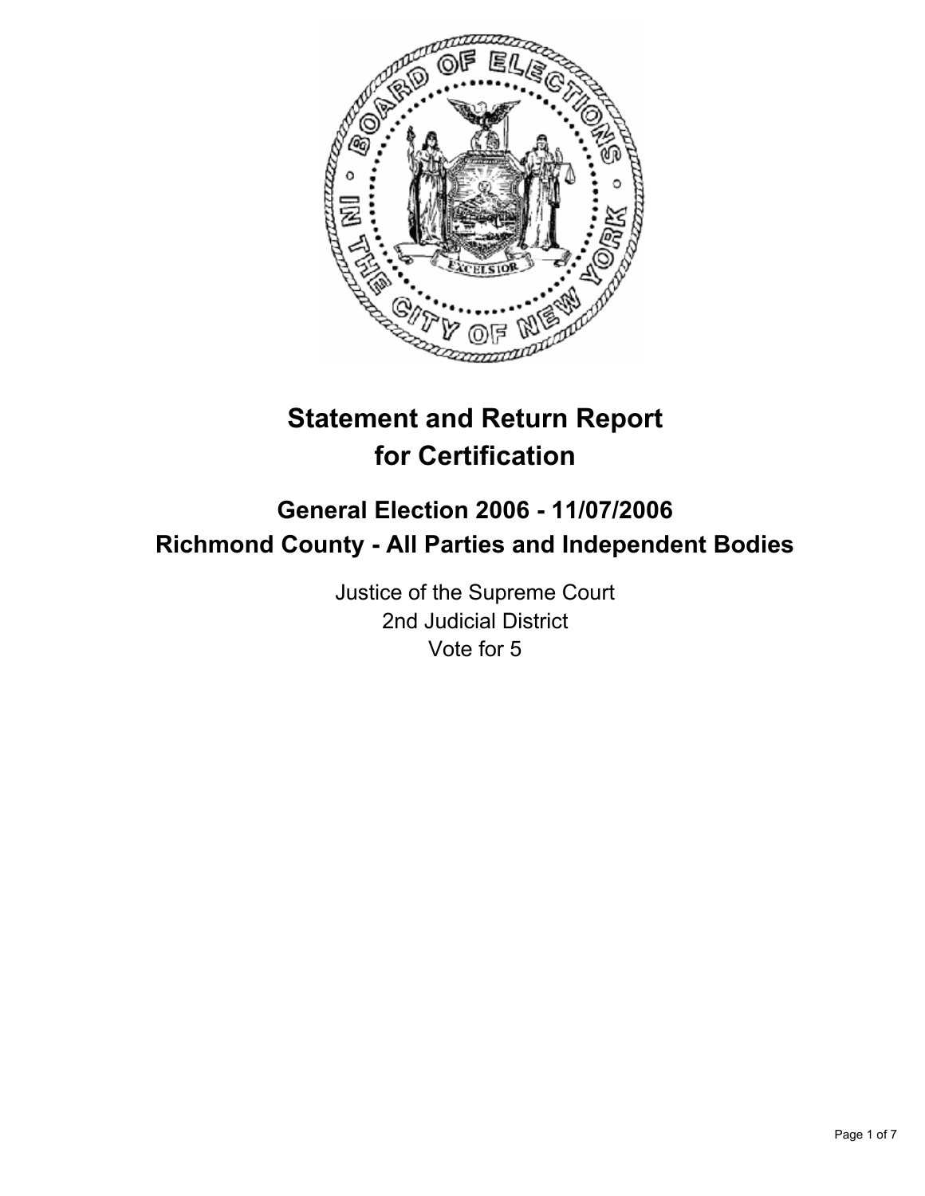# Statement and Return Report for Certification

## General Election 2006 - 11/07/2006
## Richmond County - All Parties and Independent Bodies

Justice of the Supreme Court
2nd Judicial District
Vote for 5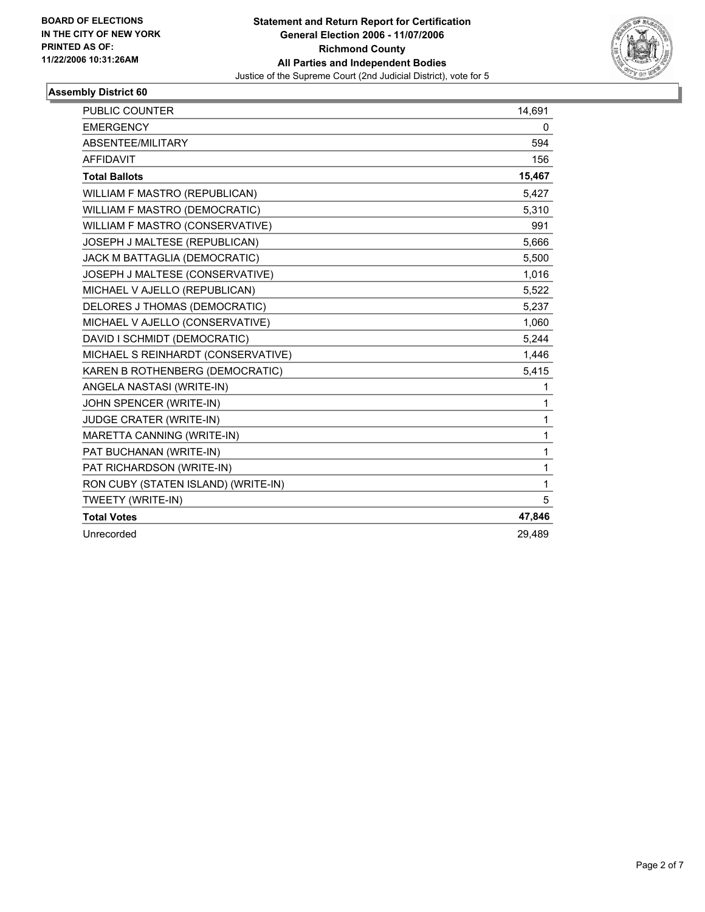**BOARD OF ELECTIONS IN THE CITY OF NEW YORK PRINTED AS OF: 11/22/2006 10:31:26AM**

**Statement and Return Report for Certification**
**General Election 2006 - 11/07/2006**
**Richmond County**
**All Parties and Independent Bodies**
Justice of the Supreme Court (2nd Judicial District), vote for 5

## Assembly District 60

| | |
|---|---|
| PUBLIC COUNTER | 14,691 |
| EMERGENCY | 0 |
| ABSENTEE/MILITARY | 594 |
| AFFIDAVIT | 156 |
| **Total Ballots** | **15,467** |
| WILLIAM F MASTRO (REPUBLICAN) | 5,427 |
| WILLIAM F MASTRO (DEMOCRATIC) | 5,310 |
| WILLIAM F MASTRO (CONSERVATIVE) | 991 |
| JOSEPH J MALTESE (REPUBLICAN) | 5,666 |
| JACK M BATTAGLIA (DEMOCRATIC) | 5,500 |
| JOSEPH J MALTESE (CONSERVATIVE) | 1,016 |
| MICHAEL V AJELLO (REPUBLICAN) | 5,522 |
| DELORES J THOMAS (DEMOCRATIC) | 5,237 |
| MICHAEL V AJELLO (CONSERVATIVE) | 1,060 |
| DAVID I SCHMIDT (DEMOCRATIC) | 5,244 |
| MICHAEL S REINHARDT (CONSERVATIVE) | 1,446 |
| KAREN B ROTHENBERG (DEMOCRATIC) | 5,415 |
| ANGELA NASTASI (WRITE-IN) | 1 |
| JOHN SPENCER (WRITE-IN) | 1 |
| JUDGE CRATER (WRITE-IN) | 1 |
| MARETTA CANNING (WRITE-IN) | 1 |
| PAT BUCHANAN (WRITE-IN) | 1 |
| PAT RICHARDSON (WRITE-IN) | 1 |
| RON CUBY (STATEN ISLAND) (WRITE-IN) | 1 |
| TWEETY (WRITE-IN) | 5 |
| **Total Votes** | **47,846** |
| Unrecorded | 29,489 |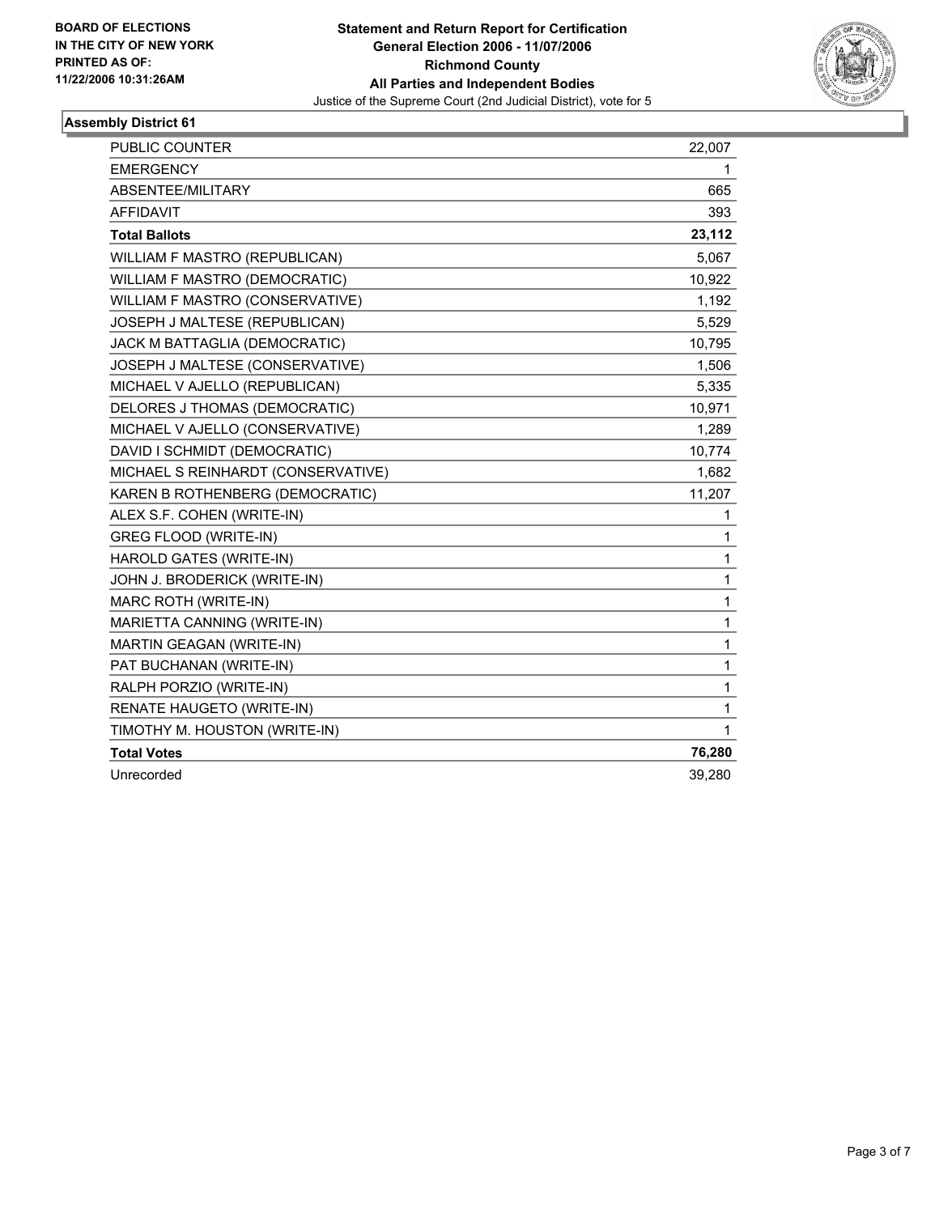**BOARD OF ELECTIONS IN THE CITY OF NEW YORK PRINTED AS OF: 11/22/2006 10:31:26AM**

# Statement and Return Report for Certification
## General Election 2006 - 11/07/2006
## Richmond County
## All Parties and Independent Bodies
Justice of the Supreme Court (2nd Judicial District), vote for 5

### Assembly District 61

| | |
|---|---|
| PUBLIC COUNTER | 22,007 |
| EMERGENCY | 1 |
| ABSENTEE/MILITARY | 665 |
| AFFIDAVIT | 393 |
| **Total Ballots** | **23,112** |
| WILLIAM F MASTRO (REPUBLICAN) | 5,067 |
| WILLIAM F MASTRO (DEMOCRATIC) | 10,922 |
| WILLIAM F MASTRO (CONSERVATIVE) | 1,192 |
| JOSEPH J MALTESE (REPUBLICAN) | 5,529 |
| JACK M BATTAGLIA (DEMOCRATIC) | 10,795 |
| JOSEPH J MALTESE (CONSERVATIVE) | 1,506 |
| MICHAEL V AJELLO (REPUBLICAN) | 5,335 |
| DELORES J THOMAS (DEMOCRATIC) | 10,971 |
| MICHAEL V AJELLO (CONSERVATIVE) | 1,289 |
| DAVID I SCHMIDT (DEMOCRATIC) | 10,774 |
| MICHAEL S REINHARDT (CONSERVATIVE) | 1,682 |
| KAREN B ROTHENBERG (DEMOCRATIC) | 11,207 |
| ALEX S.F. COHEN (WRITE-IN) | 1 |
| GREG FLOOD (WRITE-IN) | 1 |
| HAROLD GATES (WRITE-IN) | 1 |
| JOHN J. BRODERICK (WRITE-IN) | 1 |
| MARC ROTH (WRITE-IN) | 1 |
| MARIETTA CANNING (WRITE-IN) | 1 |
| MARTIN GEAGAN (WRITE-IN) | 1 |
| PAT BUCHANAN (WRITE-IN) | 1 |
| RALPH PORZIO (WRITE-IN) | 1 |
| RENATE HAUGETO (WRITE-IN) | 1 |
| TIMOTHY M. HOUSTON (WRITE-IN) | 1 |
| **Total Votes** | **76,280** |
| Unrecorded | 39,280 |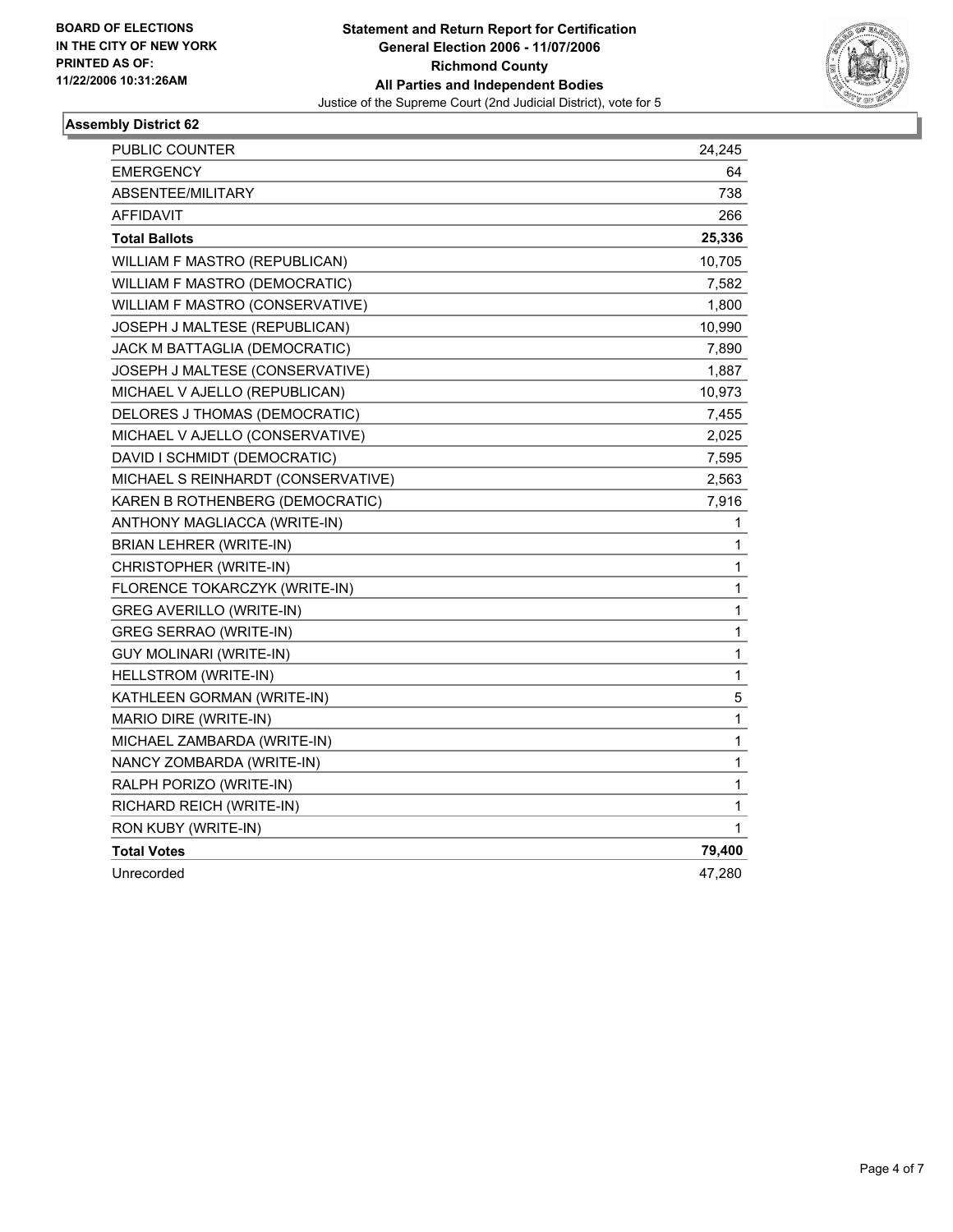**BOARD OF ELECTIONS IN THE CITY OF NEW YORK PRINTED AS OF: 11/22/2006 10:31:26AM**

**Statement and Return Report for Certification**
**General Election 2006 - 11/07/2006**
**Richmond County**
**All Parties and Independent Bodies**
Justice of the Supreme Court (2nd Judicial District), vote for 5

### Assembly District 62

| | |
|---|---|
| PUBLIC COUNTER | 24,245 |
| EMERGENCY | 64 |
| ABSENTEE/MILITARY | 738 |
| AFFIDAVIT | 266 |
| **Total Ballots** | **25,336** |
| WILLIAM F MASTRO (REPUBLICAN) | 10,705 |
| WILLIAM F MASTRO (DEMOCRATIC) | 7,582 |
| WILLIAM F MASTRO (CONSERVATIVE) | 1,800 |
| JOSEPH J MALTESE (REPUBLICAN) | 10,990 |
| JACK M BATTAGLIA (DEMOCRATIC) | 7,890 |
| JOSEPH J MALTESE (CONSERVATIVE) | 1,887 |
| MICHAEL V AJELLO (REPUBLICAN) | 10,973 |
| DELORES J THOMAS (DEMOCRATIC) | 7,455 |
| MICHAEL V AJELLO (CONSERVATIVE) | 2,025 |
| DAVID I SCHMIDT (DEMOCRATIC) | 7,595 |
| MICHAEL S REINHARDT (CONSERVATIVE) | 2,563 |
| KAREN B ROTHENBERG (DEMOCRATIC) | 7,916 |
| ANTHONY MAGLIACCA (WRITE-IN) | 1 |
| BRIAN LEHRER (WRITE-IN) | 1 |
| CHRISTOPHER (WRITE-IN) | 1 |
| FLORENCE TOKARCZYK (WRITE-IN) | 1 |
| GREG AVERILLO (WRITE-IN) | 1 |
| GREG SERRAO (WRITE-IN) | 1 |
| GUY MOLINARI (WRITE-IN) | 1 |
| HELLSTROM (WRITE-IN) | 1 |
| KATHLEEN GORMAN (WRITE-IN) | 5 |
| MARIO DIRE (WRITE-IN) | 1 |
| MICHAEL ZAMBARDA (WRITE-IN) | 1 |
| NANCY ZOMBARDA (WRITE-IN) | 1 |
| RALPH PORIZO (WRITE-IN) | 1 |
| RICHARD REICH (WRITE-IN) | 1 |
| RON KUBY (WRITE-IN) | 1 |
| **Total Votes** | **79,400** |
| Unrecorded | 47,280 |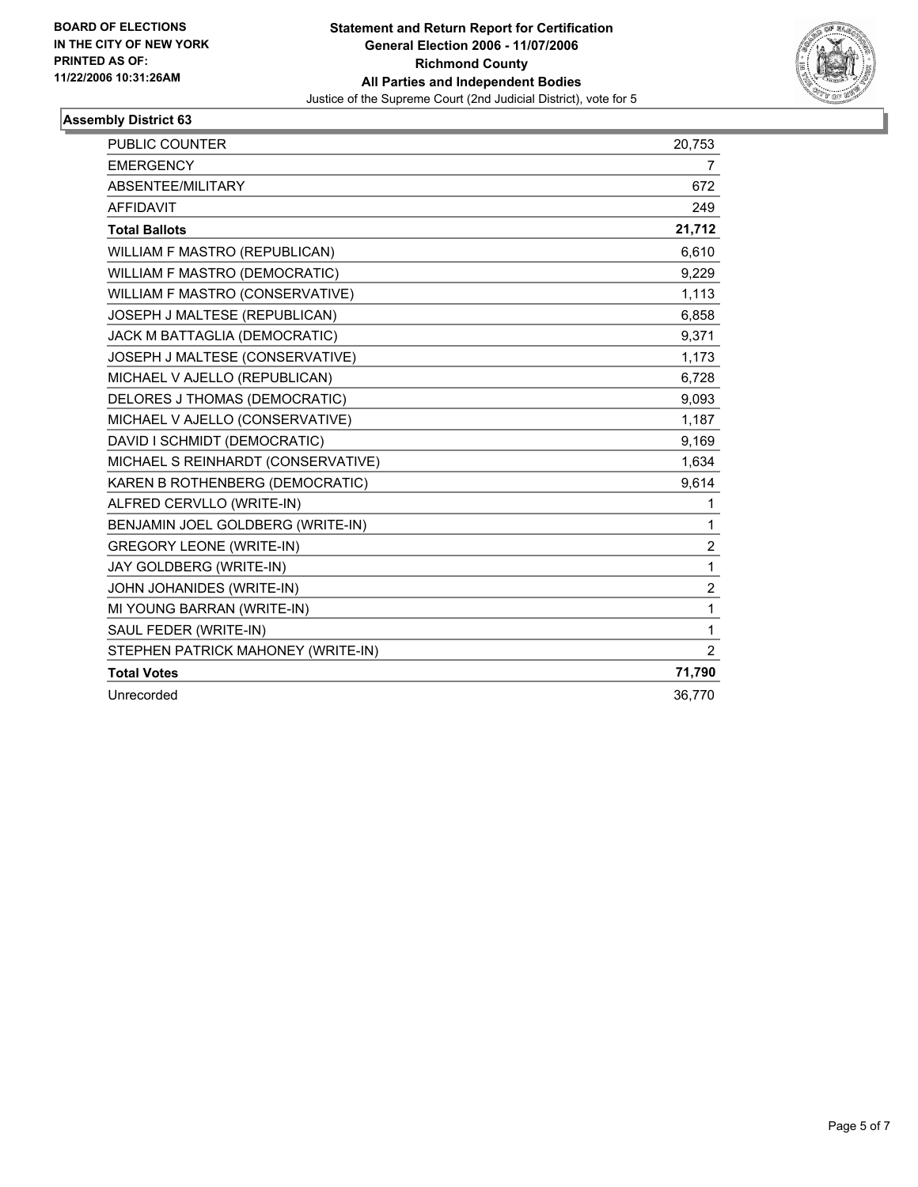**BOARD OF ELECTIONS IN THE CITY OF NEW YORK PRINTED AS OF: 11/22/2006 10:31:26AM**

**Statement and Return Report for Certification**
**General Election 2006 - 11/07/2006**
**Richmond County**
**All Parties and Independent Bodies**
Justice of the Supreme Court (2nd Judicial District), vote for 5

## Assembly District 63

| | |
|---|---|
| PUBLIC COUNTER | 20,753 |
| EMERGENCY | 7 |
| ABSENTEE/MILITARY | 672 |
| AFFIDAVIT | 249 |
| **Total Ballots** | **21,712** |
| WILLIAM F MASTRO (REPUBLICAN) | 6,610 |
| WILLIAM F MASTRO (DEMOCRATIC) | 9,229 |
| WILLIAM F MASTRO (CONSERVATIVE) | 1,113 |
| JOSEPH J MALTESE (REPUBLICAN) | 6,858 |
| JACK M BATTAGLIA (DEMOCRATIC) | 9,371 |
| JOSEPH J MALTESE (CONSERVATIVE) | 1,173 |
| MICHAEL V AJELLO (REPUBLICAN) | 6,728 |
| DELORES J THOMAS (DEMOCRATIC) | 9,093 |
| MICHAEL V AJELLO (CONSERVATIVE) | 1,187 |
| DAVID I SCHMIDT (DEMOCRATIC) | 9,169 |
| MICHAEL S REINHARDT (CONSERVATIVE) | 1,634 |
| KAREN B ROTHENBERG (DEMOCRATIC) | 9,614 |
| ALFRED CERVLLO (WRITE-IN) | 1 |
| BENJAMIN JOEL GOLDBERG (WRITE-IN) | 1 |
| GREGORY LEONE (WRITE-IN) | 2 |
| JAY GOLDBERG (WRITE-IN) | 1 |
| JOHN JOHANIDES (WRITE-IN) | 2 |
| MI YOUNG BARRAN (WRITE-IN) | 1 |
| SAUL FEDER (WRITE-IN) | 1 |
| STEPHEN PATRICK MAHONEY (WRITE-IN) | 2 |
| **Total Votes** | **71,790** |
| Unrecorded | 36,770 |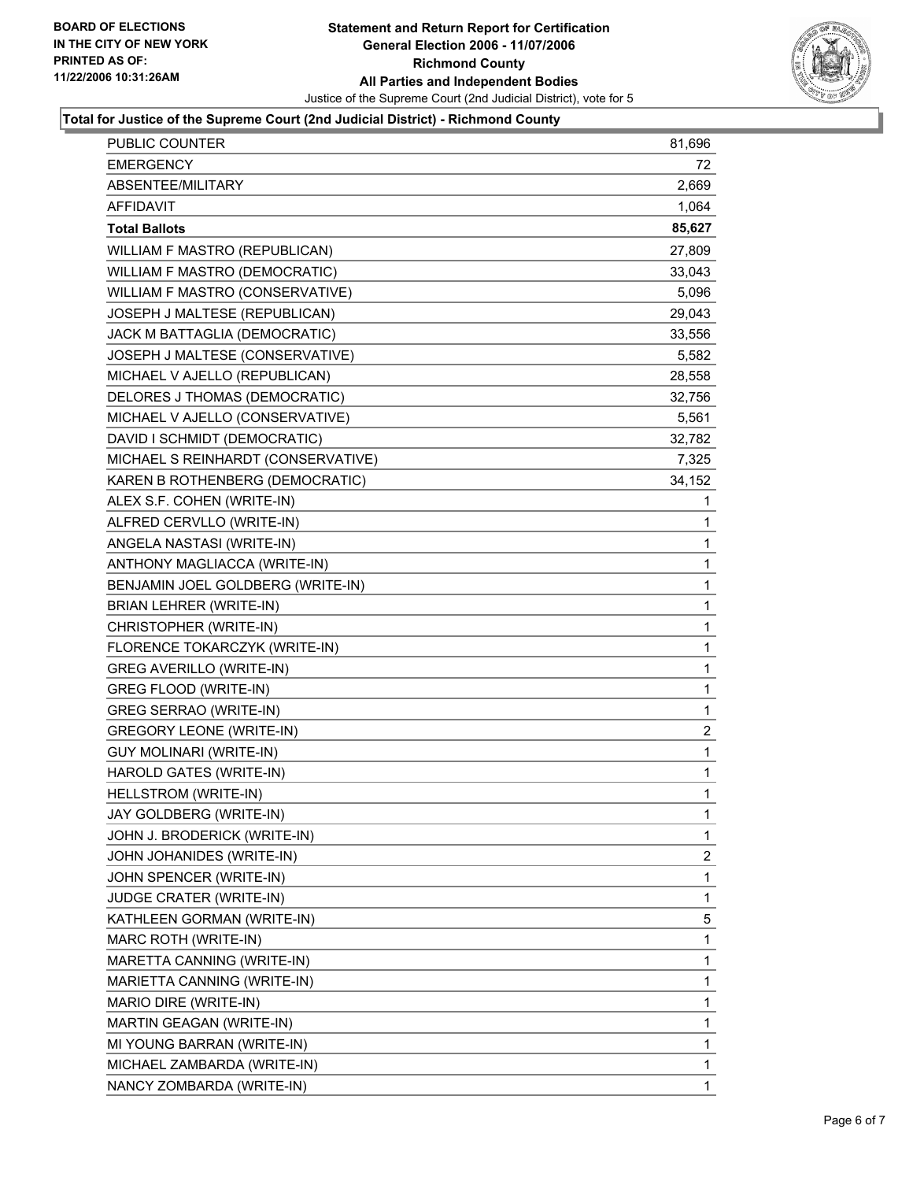**BOARD OF ELECTIONS
IN THE CITY OF NEW YORK
PRINTED AS OF:
11/22/2006 10:31:26AM**

**Statement and Return Report for Certification
General Election 2006 - 11/07/2006
Richmond County
All Parties and Independent Bodies**
Justice of the Supreme Court (2nd Judicial District), vote for 5

**Total for Justice of the Supreme Court (2nd Judicial District) - Richmond County**

| | |
|---|---|
| PUBLIC COUNTER | 81,696 |
| EMERGENCY | 72 |
| ABSENTEE/MILITARY | 2,669 |
| AFFIDAVIT | 1,064 |
| **Total Ballots** | **85,627** |
| WILLIAM F MASTRO (REPUBLICAN) | 27,809 |
| WILLIAM F MASTRO (DEMOCRATIC) | 33,043 |
| WILLIAM F MASTRO (CONSERVATIVE) | 5,096 |
| JOSEPH J MALTESE (REPUBLICAN) | 29,043 |
| JACK M BATTAGLIA (DEMOCRATIC) | 33,556 |
| JOSEPH J MALTESE (CONSERVATIVE) | 5,582 |
| MICHAEL V AJELLO (REPUBLICAN) | 28,558 |
| DELORES J THOMAS (DEMOCRATIC) | 32,756 |
| MICHAEL V AJELLO (CONSERVATIVE) | 5,561 |
| DAVID I SCHMIDT (DEMOCRATIC) | 32,782 |
| MICHAEL S REINHARDT (CONSERVATIVE) | 7,325 |
| KAREN B ROTHENBERG (DEMOCRATIC) | 34,152 |
| ALEX S.F. COHEN (WRITE-IN) | 1 |
| ALFRED CERVLLO (WRITE-IN) | 1 |
| ANGELA NASTASI (WRITE-IN) | 1 |
| ANTHONY MAGLIACCA (WRITE-IN) | 1 |
| BENJAMIN JOEL GOLDBERG (WRITE-IN) | 1 |
| BRIAN LEHRER (WRITE-IN) | 1 |
| CHRISTOPHER (WRITE-IN) | 1 |
| FLORENCE TOKARCZYK (WRITE-IN) | 1 |
| GREG AVERILLO (WRITE-IN) | 1 |
| GREG FLOOD (WRITE-IN) | 1 |
| GREG SERRAO (WRITE-IN) | 1 |
| GREGORY LEONE (WRITE-IN) | 2 |
| GUY MOLINARI (WRITE-IN) | 1 |
| HAROLD GATES (WRITE-IN) | 1 |
| HELLSTROM (WRITE-IN) | 1 |
| JAY GOLDBERG (WRITE-IN) | 1 |
| JOHN J. BRODERICK (WRITE-IN) | 1 |
| JOHN JOHANIDES (WRITE-IN) | 2 |
| JOHN SPENCER (WRITE-IN) | 1 |
| JUDGE CRATER (WRITE-IN) | 1 |
| KATHLEEN GORMAN (WRITE-IN) | 5 |
| MARC ROTH (WRITE-IN) | 1 |
| MARETTA CANNING (WRITE-IN) | 1 |
| MARIETTA CANNING (WRITE-IN) | 1 |
| MARIO DIRE (WRITE-IN) | 1 |
| MARTIN GEAGAN (WRITE-IN) | 1 |
| MI YOUNG BARRAN (WRITE-IN) | 1 |
| MICHAEL ZAMBARDA (WRITE-IN) | 1 |
| NANCY ZOMBARDA (WRITE-IN) | 1 |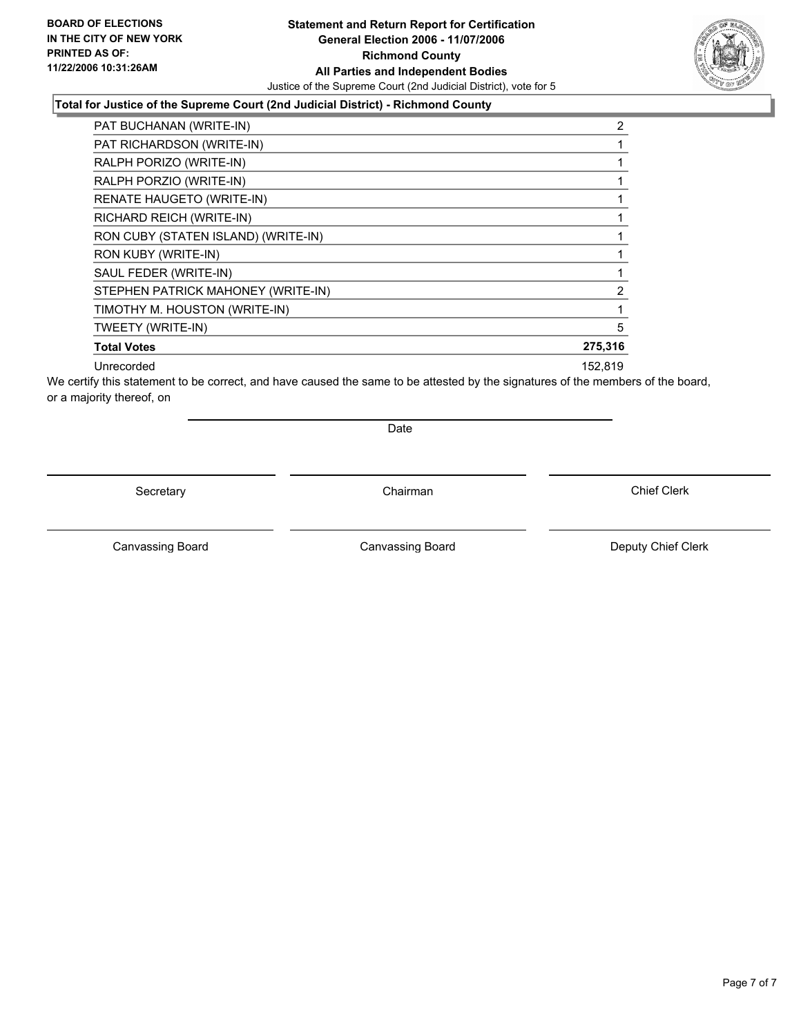**BOARD OF ELECTIONS IN THE CITY OF NEW YORK PRINTED AS OF: 11/22/2006 10:31:26AM**

# Statement and Return Report for Certification
## General Election 2006 - 11/07/2006
## Richmond County
## All Parties and Independent Bodies

Justice of the Supreme Court (2nd Judicial District), vote for 5

### Total for Justice of the Supreme Court (2nd Judicial District) - Richmond County

| | |
|---|---|
| PAT BUCHANAN (WRITE-IN) | 2 |
| PAT RICHARDSON (WRITE-IN) | 1 |
| RALPH PORIZO (WRITE-IN) | 1 |
| RALPH PORZIO (WRITE-IN) | 1 |
| RENATE HAUGETO (WRITE-IN) | 1 |
| RICHARD REICH (WRITE-IN) | 1 |
| RON CUBY (STATEN ISLAND) (WRITE-IN) | 1 |
| RON KUBY (WRITE-IN) | 1 |
| SAUL FEDER (WRITE-IN) | 1 |
| STEPHEN PATRICK MAHONEY (WRITE-IN) | 2 |
| TIMOTHY M. HOUSTON (WRITE-IN) | 1 |
| TWEETY (WRITE-IN) | 5 |
| **Total Votes** | **275,316** |
| Unrecorded | 152,819 |

We certify this statement to be correct, and have caused the same to be attested by the signatures of the members of the board, or a majority thereof, on

Date

Secretary

Chairman

Chief Clerk

Canvassing Board

Canvassing Board

Deputy Chief Clerk